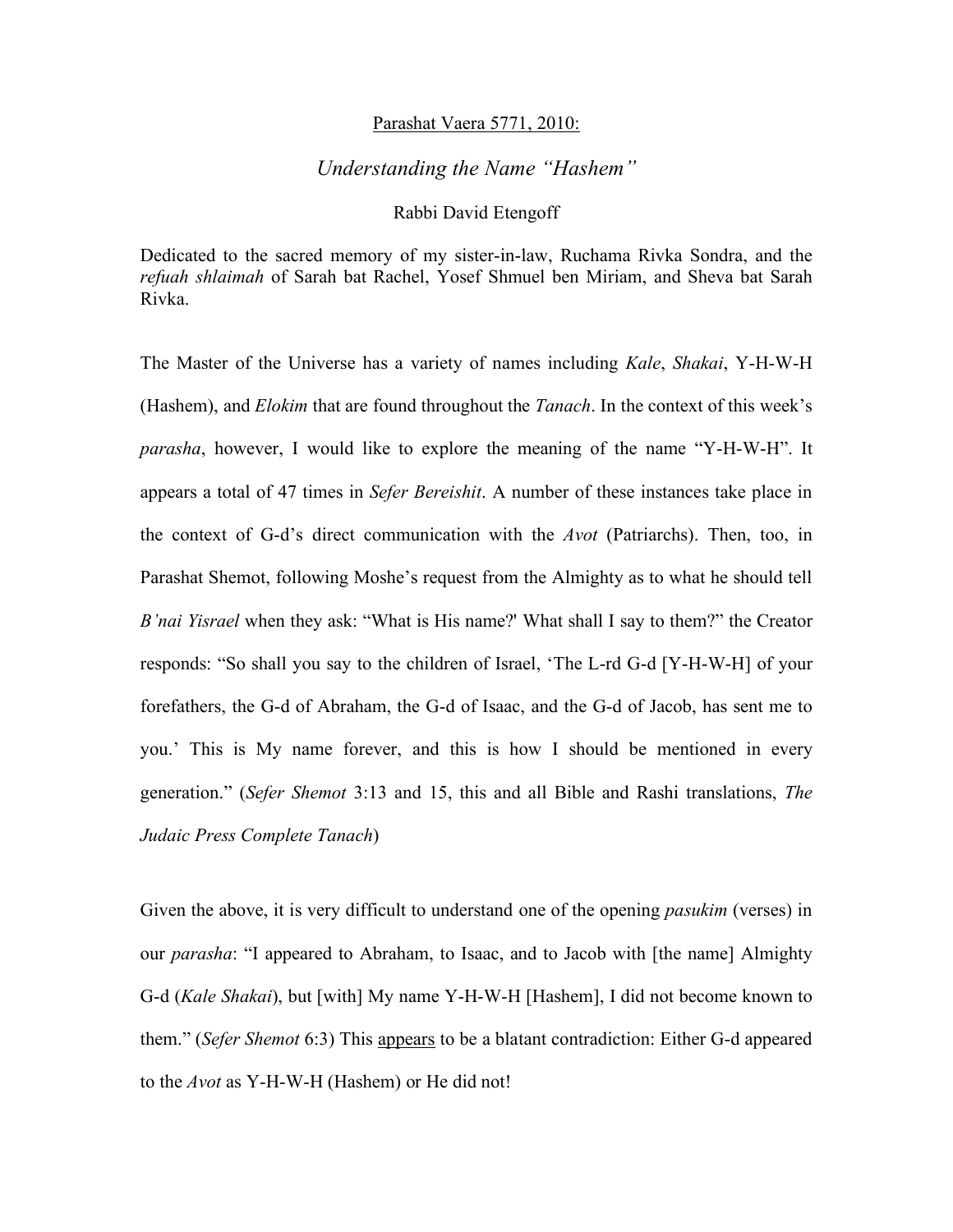Parashat Vaera 5771, 2010:

# *Understanding the Name "Hashem"*

Rabbi David Etengoff

Dedicated to the sacred memory of my sister-in-law, Ruchama Rivka Sondra, and the *refuah shlaimah* of Sarah bat Rachel, Yosef Shmuel ben Miriam, and Sheva bat Sarah Rivka.

The Master of the Universe has a variety of names including *Kale*, *Shakai*, Y-H-W-H (Hashem), and *Elokim* that are found throughout the *Tanach*. In the context of this week's *parasha*, however, I would like to explore the meaning of the name "Y-H-W-H". It appears a total of 47 times in *Sefer Bereishit*. A number of these instances take place in the context of G-d's direct communication with the *Avot* (Patriarchs). Then, too, in Parashat Shemot, following Moshe's request from the Almighty as to what he should tell *B'nai Yisrael* when they ask: "What is His name?' What shall I say to them?" the Creator responds: "So shall you say to the children of Israel, 'The L-rd G-d [Y-H-W-H] of your forefathers, the G-d of Abraham, the G-d of Isaac, and the G-d of Jacob, has sent me to you.' This is My name forever, and this is how I should be mentioned in every generation." (*Sefer Shemot* 3:13 and 15, this and all Bible and Rashi translations, *The Judaic Press Complete Tanach*)

Given the above, it is very difficult to understand one of the opening *pasukim* (verses) in our *parasha*: "I appeared to Abraham, to Isaac, and to Jacob with [the name] Almighty G-d (*Kale Shakai*), but [with] My name Y-H-W-H [Hashem], I did not become known to them." (*Sefer Shemot* 6:3) This <u>appears</u> to be a blatant contradiction: Either G-d appeared to the *Avot* as Y-H-W-H (Hashem) or He did not!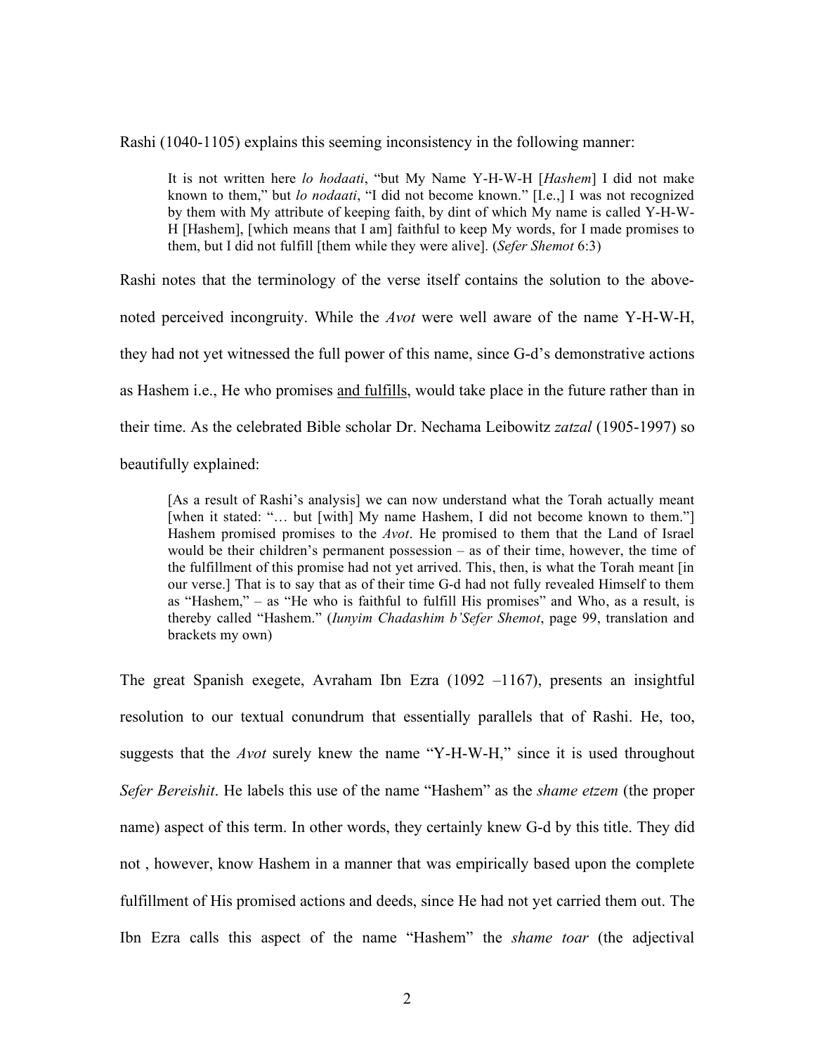Rashi (1040-1105) explains this seeming inconsistency in the following manner:

> It is not written here *lo hodaati*, "but My Name Y-H-W-H [*Hashem*] I did not make known to them," but *lo nodaati*, "I did not become known." [I.e.,] I was not recognized by them with My attribute of keeping faith, by dint of which My name is called Y-H-W-H [Hashem], [which means that I am] faithful to keep My words, for I made promises to them, but I did not fulfill [them while they were alive]. (*Sefer Shemot* 6:3)

Rashi notes that the terminology of the verse itself contains the solution to the above-noted perceived incongruity. While the *Avot* were well aware of the name Y-H-W-H, they had not yet witnessed the full power of this name, since G-d's demonstrative actions as Hashem i.e., He who promises <u>and fulfills</u>, would take place in the future rather than in their time. As the celebrated Bible scholar Dr. Nechama Leibowitz *zatzal* (1905-1997) so beautifully explained:

> [As a result of Rashi's analysis] we can now understand what the Torah actually meant [when it stated: "… but [with] My name Hashem, I did not become known to them."] Hashem promised promises to the *Avot*. He promised to them that the Land of Israel would be their children's permanent possession – as of their time, however, the time of the fulfillment of this promise had not yet arrived. This, then, is what the Torah meant [in our verse.] That is to say that as of their time G-d had not fully revealed Himself to them as "Hashem," – as "He who is faithful to fulfill His promises" and Who, as a result, is thereby called "Hashem." (*Iunyim Chadashim b'Sefer Shemot*, page 99, translation and brackets my own)

The great Spanish exegete, Avraham Ibn Ezra (1092 –1167), presents an insightful resolution to our textual conundrum that essentially parallels that of Rashi. He, too, suggests that the *Avot* surely knew the name "Y-H-W-H," since it is used throughout *Sefer Bereishit*. He labels this use of the name "Hashem" as the *shame etzem* (the proper name) aspect of this term. In other words, they certainly knew G-d by this title. They did not , however, know Hashem in a manner that was empirically based upon the complete fulfillment of His promised actions and deeds, since He had not yet carried them out. The Ibn Ezra calls this aspect of the name "Hashem" the *shame toar* (the adjectival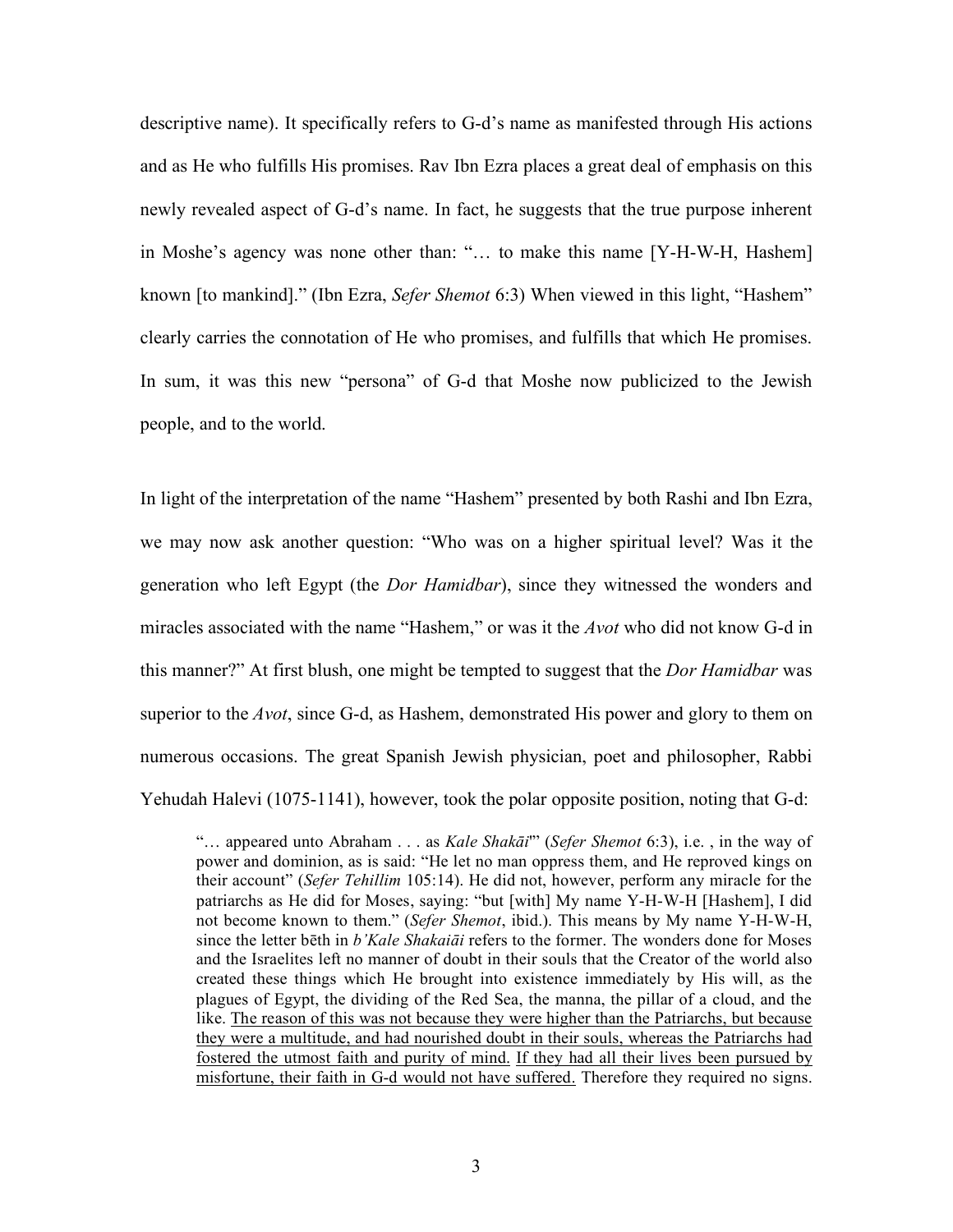descriptive name). It specifically refers to G-d's name as manifested through His actions and as He who fulfills His promises. Rav Ibn Ezra places a great deal of emphasis on this newly revealed aspect of G-d's name. In fact, he suggests that the true purpose inherent in Moshe's agency was none other than: "… to make this name [Y-H-W-H, Hashem] known [to mankind]." (Ibn Ezra, *Sefer Shemot* 6:3) When viewed in this light, "Hashem" clearly carries the connotation of He who promises, and fulfills that which He promises. In sum, it was this new "persona" of G-d that Moshe now publicized to the Jewish people, and to the world.

In light of the interpretation of the name "Hashem" presented by both Rashi and Ibn Ezra, we may now ask another question: "Who was on a higher spiritual level? Was it the generation who left Egypt (the *Dor Hamidbar*), since they witnessed the wonders and miracles associated with the name "Hashem," or was it the *Avot* who did not know G-d in this manner?" At first blush, one might be tempted to suggest that the *Dor Hamidbar* was superior to the *Avot*, since G-d, as Hashem, demonstrated His power and glory to them on numerous occasions. The great Spanish Jewish physician, poet and philosopher, Rabbi Yehudah Halevi (1075-1141), however, took the polar opposite position, noting that G-d:

> "… appeared unto Abraham . . . as *Kale Shakāi*'" (*Sefer Shemot* 6:3), i.e. , in the way of power and dominion, as is said: "He let no man oppress them, and He reproved kings on their account" (*Sefer Tehillim* 105:14). He did not, however, perform any miracle for the patriarchs as He did for Moses, saying: "but [with] My name Y-H-W-H [Hashem], I did not become known to them." (*Sefer Shemot*, ibid.). This means by My name Y-H-W-H, since the letter bēth in *b'Kale Shakaiāi* refers to the former. The wonders done for Moses and the Israelites left no manner of doubt in their souls that the Creator of the world also created these things which He brought into existence immediately by His will, as the plagues of Egypt, the dividing of the Red Sea, the manna, the pillar of a cloud, and the like. <u>The reason of this was not because they were higher than the Patriarchs, but because they were a multitude, and had nourished doubt in their souls, whereas the Patriarchs had fostered the utmost faith and purity of mind.</u> <u>If they had all their lives been pursued by misfortune, their faith in G-d would not have suffered.</u> Therefore they required no signs.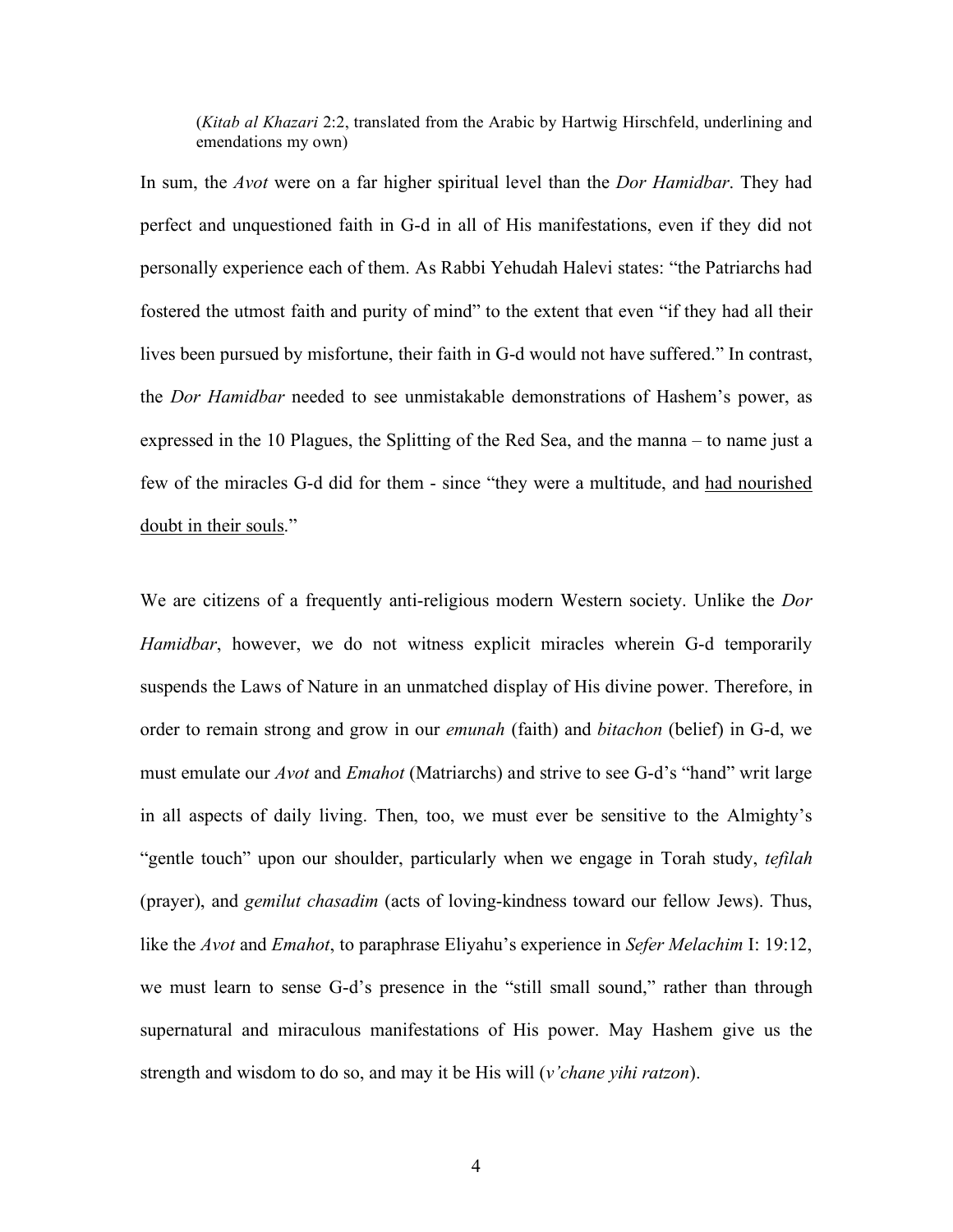(*Kitab al Khazari* 2:2, translated from the Arabic by Hartwig Hirschfeld, underlining and emendations my own)

In sum, the *Avot* were on a far higher spiritual level than the *Dor Hamidbar*. They had perfect and unquestioned faith in G-d in all of His manifestations, even if they did not personally experience each of them. As Rabbi Yehudah Halevi states: "the Patriarchs had fostered the utmost faith and purity of mind" to the extent that even "if they had all their lives been pursued by misfortune, their faith in G-d would not have suffered." In contrast, the *Dor Hamidbar* needed to see unmistakable demonstrations of Hashem's power, as expressed in the 10 Plagues, the Splitting of the Red Sea, and the manna – to name just a few of the miracles G-d did for them - since "they were a multitude, and <u>had nourished doubt in their souls</u>."

We are citizens of a frequently anti-religious modern Western society. Unlike the *Dor Hamidbar*, however, we do not witness explicit miracles wherein G-d temporarily suspends the Laws of Nature in an unmatched display of His divine power. Therefore, in order to remain strong and grow in our *emunah* (faith) and *bitachon* (belief) in G-d, we must emulate our *Avot* and *Emahot* (Matriarchs) and strive to see G-d's "hand" writ large in all aspects of daily living. Then, too, we must ever be sensitive to the Almighty's "gentle touch" upon our shoulder, particularly when we engage in Torah study, *tefilah* (prayer), and *gemilut chasadim* (acts of loving-kindness toward our fellow Jews). Thus, like the *Avot* and *Emahot*, to paraphrase Eliyahu's experience in *Sefer Melachim* I: 19:12, we must learn to sense G-d's presence in the "still small sound," rather than through supernatural and miraculous manifestations of His power. May Hashem give us the strength and wisdom to do so, and may it be His will (*v'chane yihi ratzon*).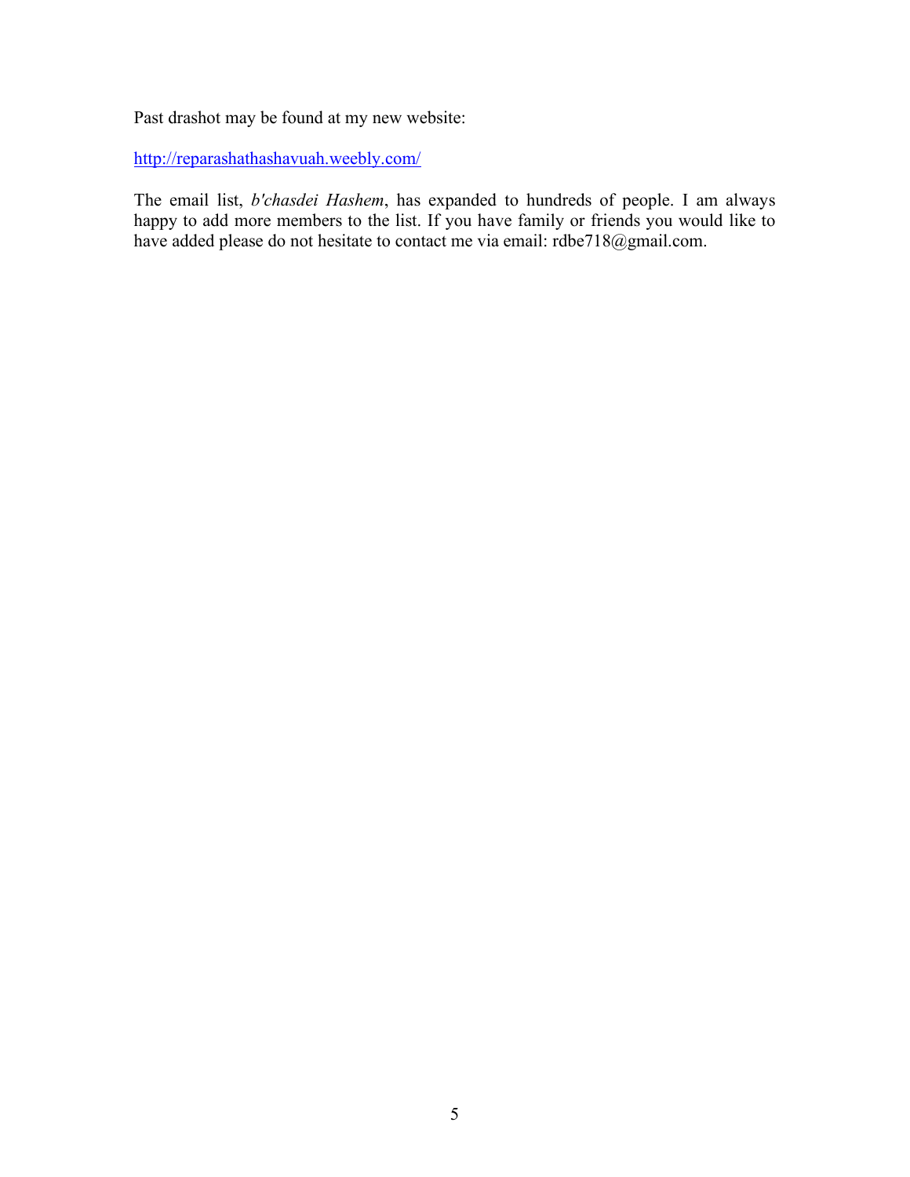Past drashot may be found at my new website:

[http://reparashathashavuah.weebly.com/](http://reparashathashavuah.weebly.com/)

The email list, *b'chasdei Hashem*, has expanded to hundreds of people. I am always happy to add more members to the list. If you have family or friends you would like to have added please do not hesitate to contact me via email: rdbe718@gmail.com.